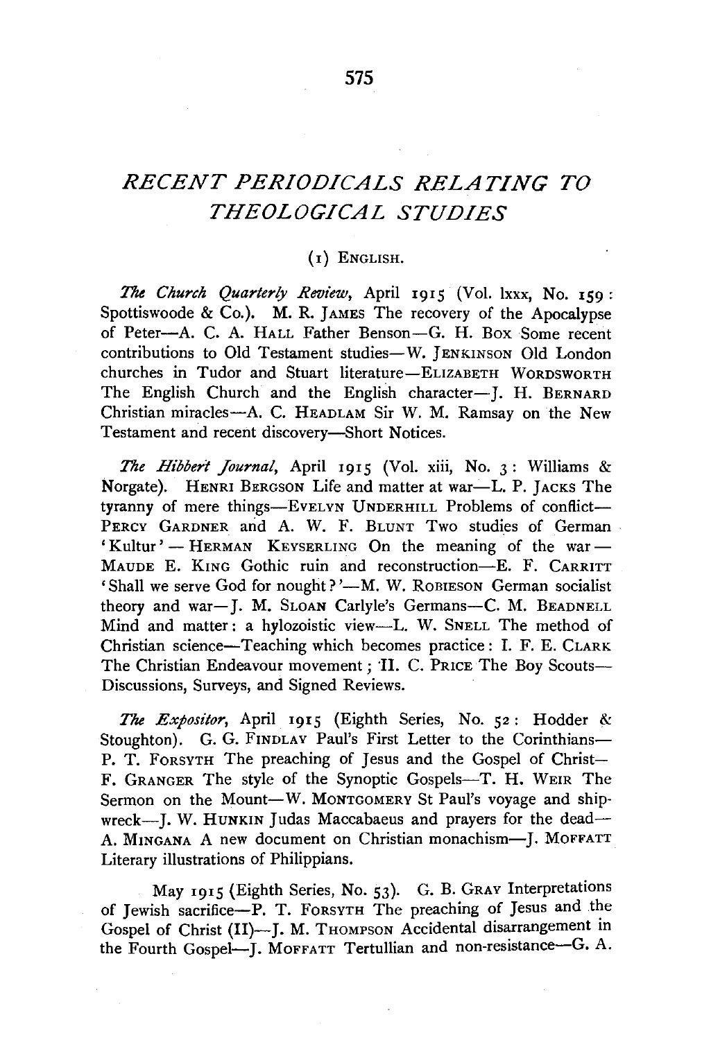# RECENT PERIODICALS RELATING TO THEOLOGICAL STUDIES

## (1) ENGLISH.

*The Church Quarterly Review*, April 1915 (Vol. lxxx, No. 159: Spottiswoode & Co.). M. R. JAMES The recovery of the Apocalypse of Peter—A. C. A. HALL Father Benson—G. H. BOX Some recent contributions to Old Testament studies—W. JENKINSON Old London churches in Tudor and Stuart literature—ELIZABETH WORDSWORTH The English Church and the English character—J. H. BERNARD Christian miracles—A. C. HEADLAM Sir W. M. Ramsay on the New Testament and recent discovery—Short Notices.

*The Hibbert Journal*, April 1915 (Vol. xiii, No. 3: Williams & Norgate). HENRI BERGSON Life and matter at war—L. P. JACKS The tyranny of mere things—EVELYN UNDERHILL Problems of conflict—PERCY GARDNER and A. W. F. BLUNT Two studies of German 'Kultur'—HERMAN KEYSERLING On the meaning of the war—MAUDE E. KING Gothic ruin and reconstruction—E. F. CARRITT 'Shall we serve God for nought?'—M. W. ROBIESON German socialist theory and war—J. M. SLOAN Carlyle's Germans—C. M. BEADNELL Mind and matter: a hylozoistic view—L. W. SNELL The method of Christian science—Teaching which becomes practice: I. F. E. CLARK The Christian Endeavour movement; II. C. PRICE The Boy Scouts—Discussions, Surveys, and Signed Reviews.

*The Expositor*, April 1915 (Eighth Series, No. 52: Hodder & Stoughton). G. G. FINDLAY Paul's First Letter to the Corinthians—P. T. FORSYTH The preaching of Jesus and the Gospel of Christ—F. GRANGER The style of the Synoptic Gospels—T. H. WEIR The Sermon on the Mount—W. MONTGOMERY St Paul's voyage and shipwreck—J. W. HUNKIN Judas Maccabaeus and prayers for the dead—A. MINGANA A new document on Christian monachism—J. MOFFATT Literary illustrations of Philippians.

May 1915 (Eighth Series, No. 53). G. B. GRAY Interpretations of Jewish sacrifice—P. T. FORSYTH The preaching of Jesus and the Gospel of Christ (II)—J. M. THOMPSON Accidental disarrangement in the Fourth Gospel—J. MOFFATT Tertullian and non-resistance—G. A.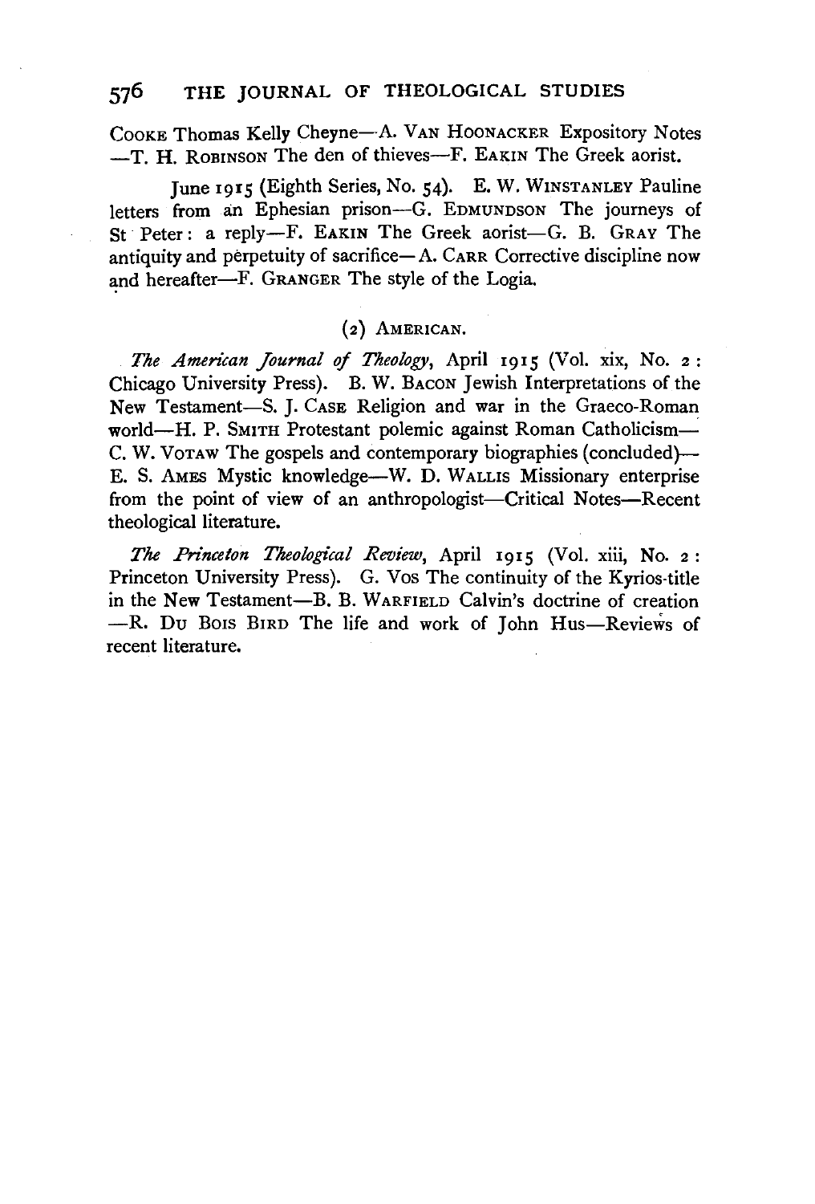COOKE Thomas Kelly Cheyne—A. VAN HOONACKER Expository Notes —T. H. ROBINSON The den of thieves—F. EAKIN The Greek aorist.

June 1915 (Eighth Series, No. 54). E. W. WINSTANLEY Pauline letters from an Ephesian prison—G. EDMUNDSON The journeys of St Peter: a reply—F. EAKIN The Greek aorist—G. B. GRAY The antiquity and perpetuity of sacrifice—A. CARR Corrective discipline now and hereafter—F. GRANGER The style of the Logia.

### (2) AMERICAN.

*The American Journal of Theology*, April 1915 (Vol. xix, No. 2: Chicago University Press). B. W. BACON Jewish Interpretations of the New Testament—S. J. CASE Religion and war in the Graeco-Roman world—H. P. SMITH Protestant polemic against Roman Catholicism—C. W. VOTAW The gospels and contemporary biographies (concluded)—E. S. AMES Mystic knowledge—W. D. WALLIS Missionary enterprise from the point of view of an anthropologist—Critical Notes—Recent theological literature.

*The Princeton Theological Review*, April 1915 (Vol. xiii, No. 2: Princeton University Press). G. VOS The continuity of the Kyrios-title in the New Testament—B. B. WARFIELD Calvin's doctrine of creation —R. DU BOIS BIRD The life and work of John Hus—Reviews of recent literature.